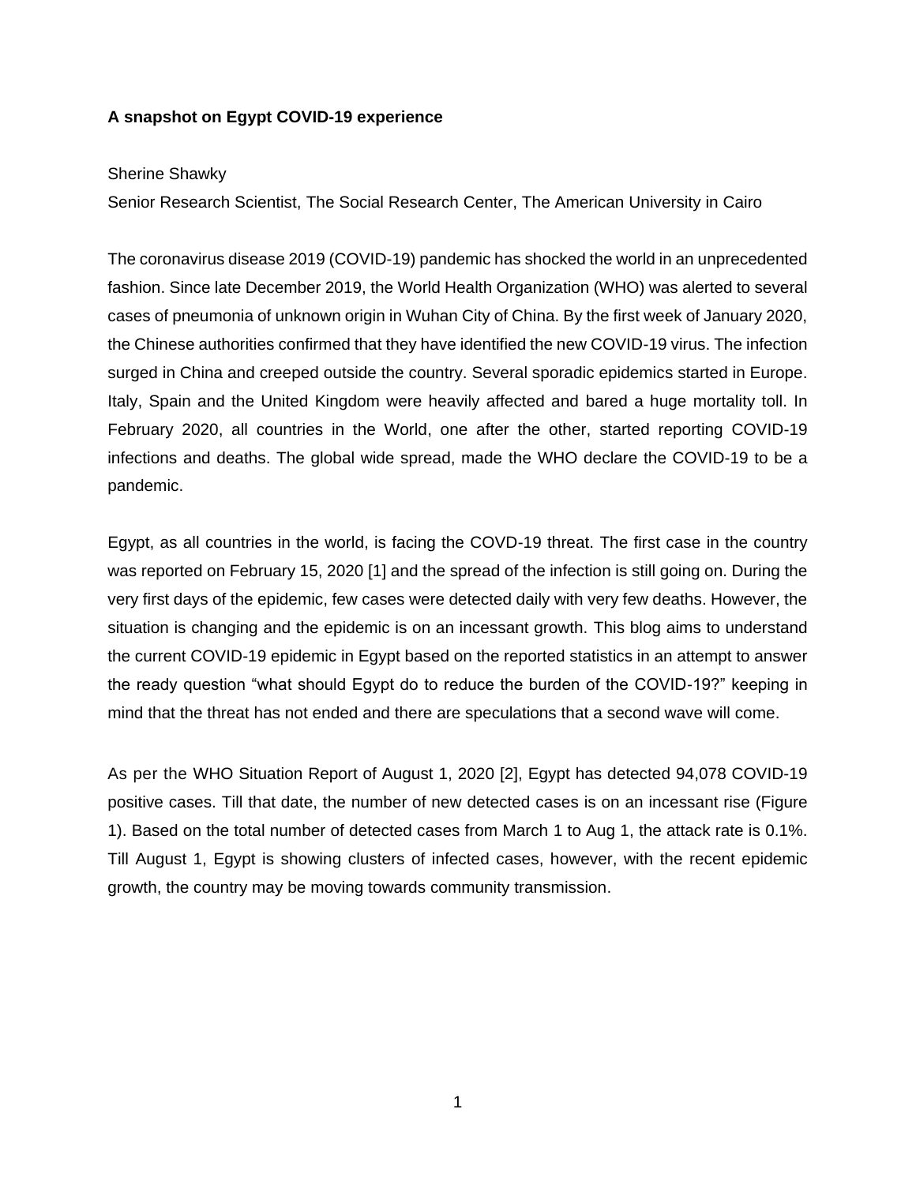# A snapshot on Egypt COVID-19 experience

Sherine Shawky

Senior Research Scientist, The Social Research Center, The American University in Cairo

The coronavirus disease 2019 (COVID-19) pandemic has shocked the world in an unprecedented fashion. Since late December 2019, the World Health Organization (WHO) was alerted to several cases of pneumonia of unknown origin in Wuhan City of China. By the first week of January 2020, the Chinese authorities confirmed that they have identified the new COVID-19 virus. The infection surged in China and creeped outside the country. Several sporadic epidemics started in Europe. Italy, Spain and the United Kingdom were heavily affected and bared a huge mortality toll. In February 2020, all countries in the World, one after the other, started reporting COVID-19 infections and deaths. The global wide spread, made the WHO declare the COVID-19 to be a pandemic.

Egypt, as all countries in the world, is facing the COVD-19 threat. The first case in the country was reported on February 15, 2020 [1] and the spread of the infection is still going on. During the very first days of the epidemic, few cases were detected daily with very few deaths. However, the situation is changing and the epidemic is on an incessant growth. This blog aims to understand the current COVID-19 epidemic in Egypt based on the reported statistics in an attempt to answer the ready question "what should Egypt do to reduce the burden of the COVID-19?" keeping in mind that the threat has not ended and there are speculations that a second wave will come.

As per the WHO Situation Report of August 1, 2020 [2], Egypt has detected 94,078 COVID-19 positive cases. Till that date, the number of new detected cases is on an incessant rise (Figure 1). Based on the total number of detected cases from March 1 to Aug 1, the attack rate is 0.1%. Till August 1, Egypt is showing clusters of infected cases, however, with the recent epidemic growth, the country may be moving towards community transmission.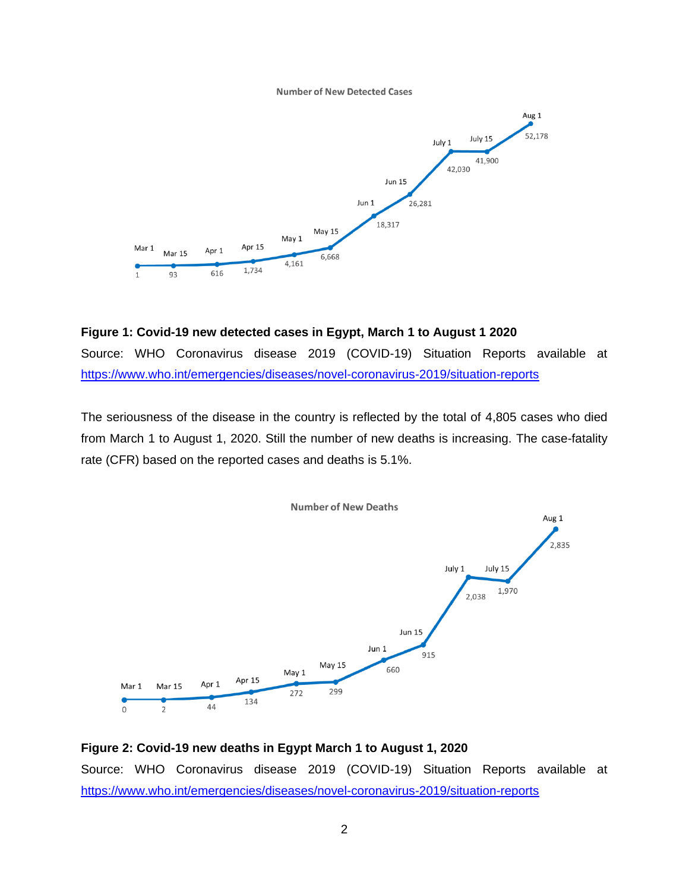**Figure 1: Covid-19 new detected cases in Egypt, March 1 to August 1 2020**

Source: WHO Coronavirus disease 2019 (COVID-19) Situation Reports available at https://www.who.int/emergencies/diseases/novel-coronavirus-2019/situation-reports

The seriousness of the disease in the country is reflected by the total of 4,805 cases who died from March 1 to August 1, 2020. Still the number of new deaths is increasing. The case-fatality rate (CFR) based on the reported cases and deaths is 5.1%.

**Figure 2: Covid-19 new deaths in Egypt March 1 to August 1, 2020**

Source: WHO Coronavirus disease 2019 (COVID-19) Situation Reports available at https://www.who.int/emergencies/diseases/novel-coronavirus-2019/situation-reports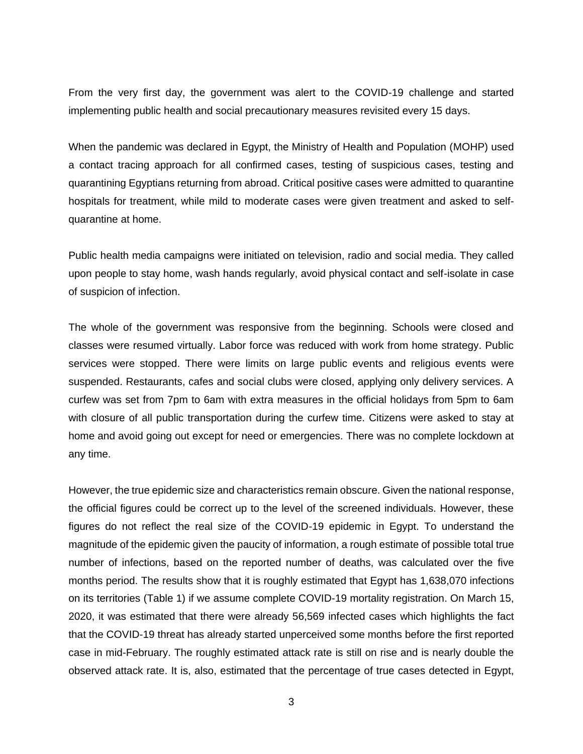From the very first day, the government was alert to the COVID-19 challenge and started implementing public health and social precautionary measures revisited every 15 days.

When the pandemic was declared in Egypt, the Ministry of Health and Population (MOHP) used a contact tracing approach for all confirmed cases, testing of suspicious cases, testing and quarantining Egyptians returning from abroad. Critical positive cases were admitted to quarantine hospitals for treatment, while mild to moderate cases were given treatment and asked to self-quarantine at home.

Public health media campaigns were initiated on television, radio and social media. They called upon people to stay home, wash hands regularly, avoid physical contact and self-isolate in case of suspicion of infection.

The whole of the government was responsive from the beginning. Schools were closed and classes were resumed virtually. Labor force was reduced with work from home strategy. Public services were stopped. There were limits on large public events and religious events were suspended. Restaurants, cafes and social clubs were closed, applying only delivery services. A curfew was set from 7pm to 6am with extra measures in the official holidays from 5pm to 6am with closure of all public transportation during the curfew time. Citizens were asked to stay at home and avoid going out except for need or emergencies. There was no complete lockdown at any time.

However, the true epidemic size and characteristics remain obscure. Given the national response, the official figures could be correct up to the level of the screened individuals. However, these figures do not reflect the real size of the COVID-19 epidemic in Egypt. To understand the magnitude of the epidemic given the paucity of information, a rough estimate of possible total true number of infections, based on the reported number of deaths, was calculated over the five months period. The results show that it is roughly estimated that Egypt has 1,638,070 infections on its territories (Table 1) if we assume complete COVID-19 mortality registration. On March 15, 2020, it was estimated that there were already 56,569 infected cases which highlights the fact that the COVID-19 threat has already started unperceived some months before the first reported case in mid-February. The roughly estimated attack rate is still on rise and is nearly double the observed attack rate. It is, also, estimated that the percentage of true cases detected in Egypt,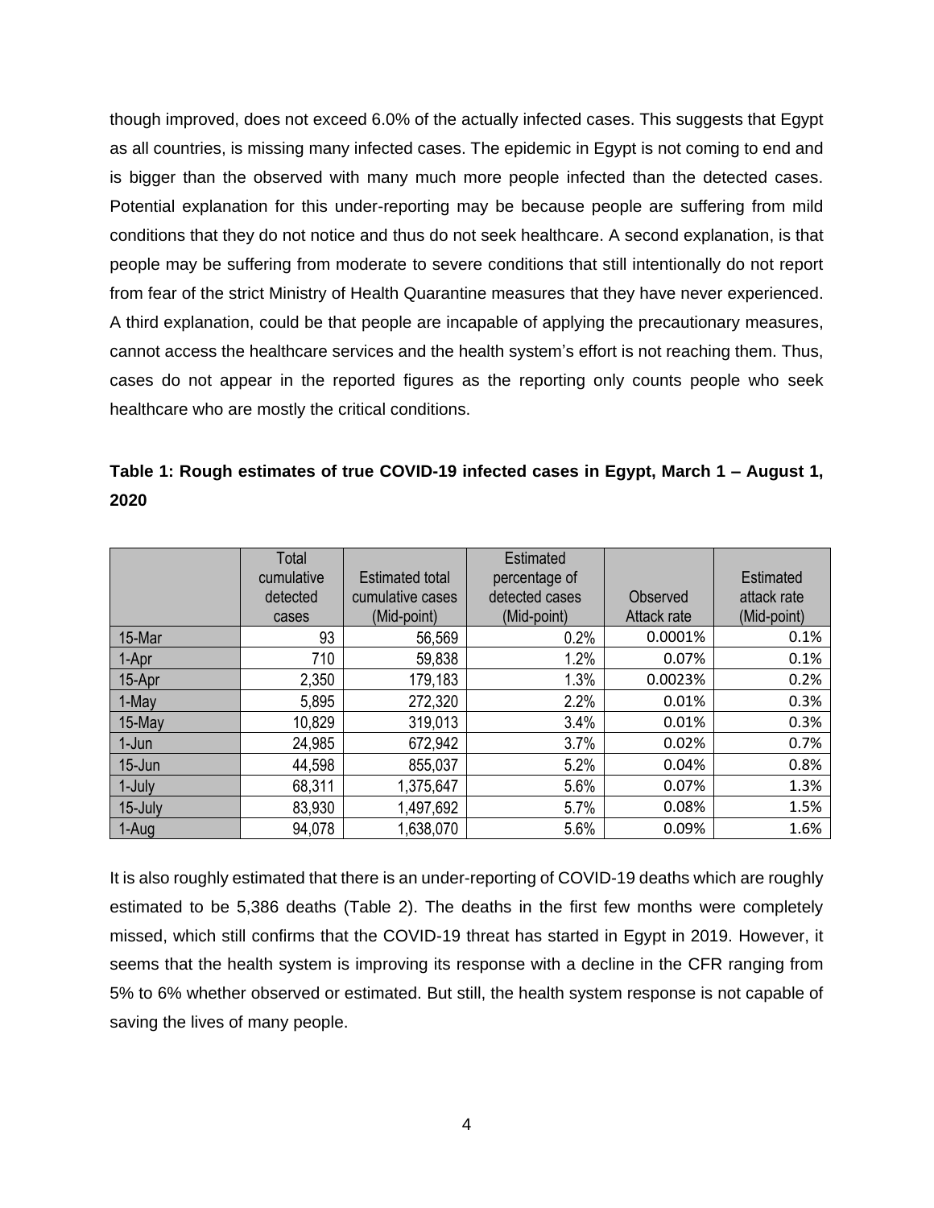though improved, does not exceed 6.0% of the actually infected cases. This suggests that Egypt as all countries, is missing many infected cases. The epidemic in Egypt is not coming to end and is bigger than the observed with many much more people infected than the detected cases. Potential explanation for this under-reporting may be because people are suffering from mild conditions that they do not notice and thus do not seek healthcare. A second explanation, is that people may be suffering from moderate to severe conditions that still intentionally do not report from fear of the strict Ministry of Health Quarantine measures that they have never experienced. A third explanation, could be that people are incapable of applying the precautionary measures, cannot access the healthcare services and the health system's effort is not reaching them. Thus, cases do not appear in the reported figures as the reporting only counts people who seek healthcare who are mostly the critical conditions.

**Table 1: Rough estimates of true COVID-19 infected cases in Egypt, March 1 – August 1, 2020**

| | Total cumulative detected cases | Estimated total cumulative cases (Mid-point) | Estimated percentage of detected cases (Mid-point) | Observed Attack rate | Estimated attack rate (Mid-point) |
|---|---|---|---|---|---|
| 15-Mar | 93 | 56,569 | 0.2% | 0.0001% | 0.1% |
| 1-Apr | 710 | 59,838 | 1.2% | 0.07% | 0.1% |
| 15-Apr | 2,350 | 179,183 | 1.3% | 0.0023% | 0.2% |
| 1-May | 5,895 | 272,320 | 2.2% | 0.01% | 0.3% |
| 15-May | 10,829 | 319,013 | 3.4% | 0.01% | 0.3% |
| 1-Jun | 24,985 | 672,942 | 3.7% | 0.02% | 0.7% |
| 15-Jun | 44,598 | 855,037 | 5.2% | 0.04% | 0.8% |
| 1-July | 68,311 | 1,375,647 | 5.6% | 0.07% | 1.3% |
| 15-July | 83,930 | 1,497,692 | 5.7% | 0.08% | 1.5% |
| 1-Aug | 94,078 | 1,638,070 | 5.6% | 0.09% | 1.6% |

It is also roughly estimated that there is an under-reporting of COVID-19 deaths which are roughly estimated to be 5,386 deaths (Table 2). The deaths in the first few months were completely missed, which still confirms that the COVID-19 threat has started in Egypt in 2019. However, it seems that the health system is improving its response with a decline in the CFR ranging from 5% to 6% whether observed or estimated. But still, the health system response is not capable of saving the lives of many people.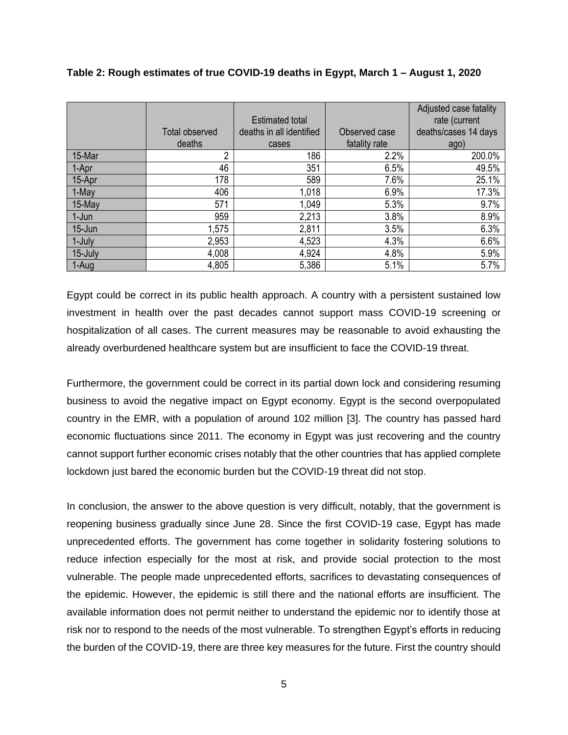**Table 2: Rough estimates of true COVID-19 deaths in Egypt, March 1 – August 1, 2020**

| | Total observed deaths | Estimated total deaths in all identified cases | Observed case fatality rate | Adjusted case fatality rate (current deaths/cases 14 days ago) |
|---|---|---|---|---|
| 15-Mar | 2 | 186 | 2.2% | 200.0% |
| 1-Apr | 46 | 351 | 6.5% | 49.5% |
| 15-Apr | 178 | 589 | 7.6% | 25.1% |
| 1-May | 406 | 1,018 | 6.9% | 17.3% |
| 15-May | 571 | 1,049 | 5.3% | 9.7% |
| 1-Jun | 959 | 2,213 | 3.8% | 8.9% |
| 15-Jun | 1,575 | 2,811 | 3.5% | 6.3% |
| 1-July | 2,953 | 4,523 | 4.3% | 6.6% |
| 15-July | 4,008 | 4,924 | 4.8% | 5.9% |
| 1-Aug | 4,805 | 5,386 | 5.1% | 5.7% |

Egypt could be correct in its public health approach. A country with a persistent sustained low investment in health over the past decades cannot support mass COVID-19 screening or hospitalization of all cases. The current measures may be reasonable to avoid exhausting the already overburdened healthcare system but are insufficient to face the COVID-19 threat.

Furthermore, the government could be correct in its partial down lock and considering resuming business to avoid the negative impact on Egypt economy. Egypt is the second overpopulated country in the EMR, with a population of around 102 million [3]. The country has passed hard economic fluctuations since 2011. The economy in Egypt was just recovering and the country cannot support further economic crises notably that the other countries that has applied complete lockdown just bared the economic burden but the COVID-19 threat did not stop.

In conclusion, the answer to the above question is very difficult, notably, that the government is reopening business gradually since June 28. Since the first COVID-19 case, Egypt has made unprecedented efforts. The government has come together in solidarity fostering solutions to reduce infection especially for the most at risk, and provide social protection to the most vulnerable. The people made unprecedented efforts, sacrifices to devastating consequences of the epidemic. However, the epidemic is still there and the national efforts are insufficient. The available information does not permit neither to understand the epidemic nor to identify those at risk nor to respond to the needs of the most vulnerable. To strengthen Egypt's efforts in reducing the burden of the COVID-19, there are three key measures for the future. First the country should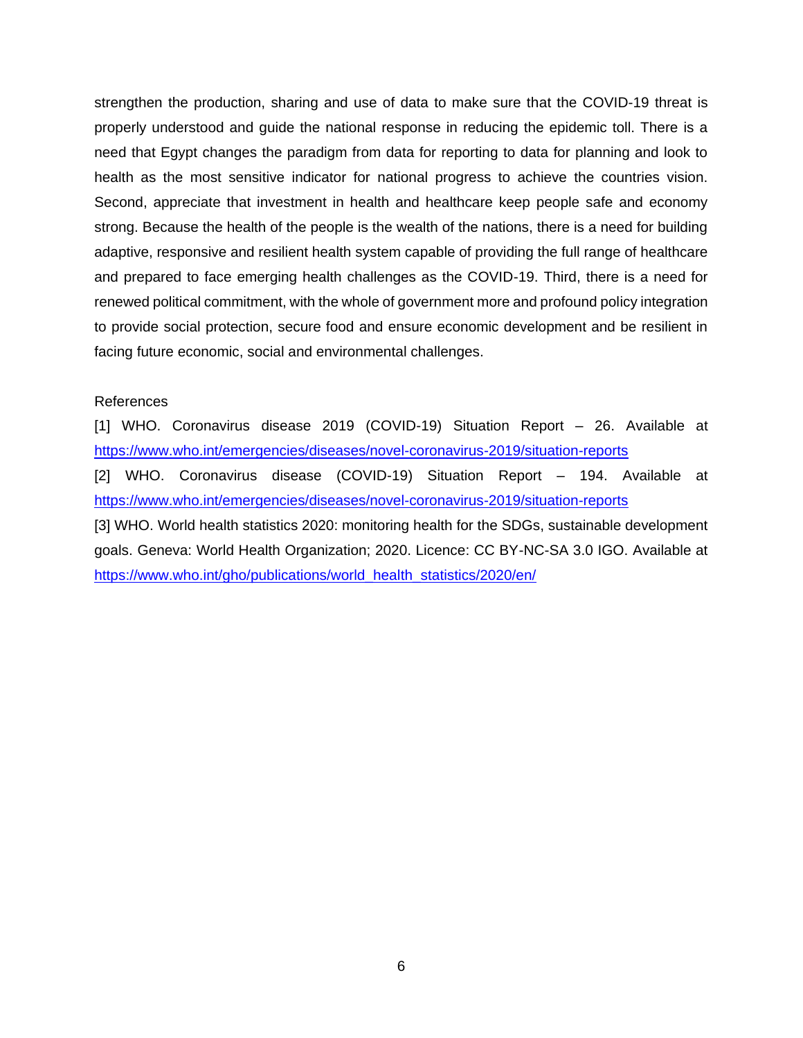strengthen the production, sharing and use of data to make sure that the COVID-19 threat is properly understood and guide the national response in reducing the epidemic toll. There is a need that Egypt changes the paradigm from data for reporting to data for planning and look to health as the most sensitive indicator for national progress to achieve the countries vision. Second, appreciate that investment in health and healthcare keep people safe and economy strong. Because the health of the people is the wealth of the nations, there is a need for building adaptive, responsive and resilient health system capable of providing the full range of healthcare and prepared to face emerging health challenges as the COVID-19. Third, there is a need for renewed political commitment, with the whole of government more and profound policy integration to provide social protection, secure food and ensure economic development and be resilient in facing future economic, social and environmental challenges.

References

[1] WHO. Coronavirus disease 2019 (COVID-19) Situation Report – 26. Available at https://www.who.int/emergencies/diseases/novel-coronavirus-2019/situation-reports

[2] WHO. Coronavirus disease (COVID-19) Situation Report – 194. Available at https://www.who.int/emergencies/diseases/novel-coronavirus-2019/situation-reports

[3] WHO. World health statistics 2020: monitoring health for the SDGs, sustainable development goals. Geneva: World Health Organization; 2020. Licence: CC BY-NC-SA 3.0 IGO. Available at https://www.who.int/gho/publications/world_health_statistics/2020/en/